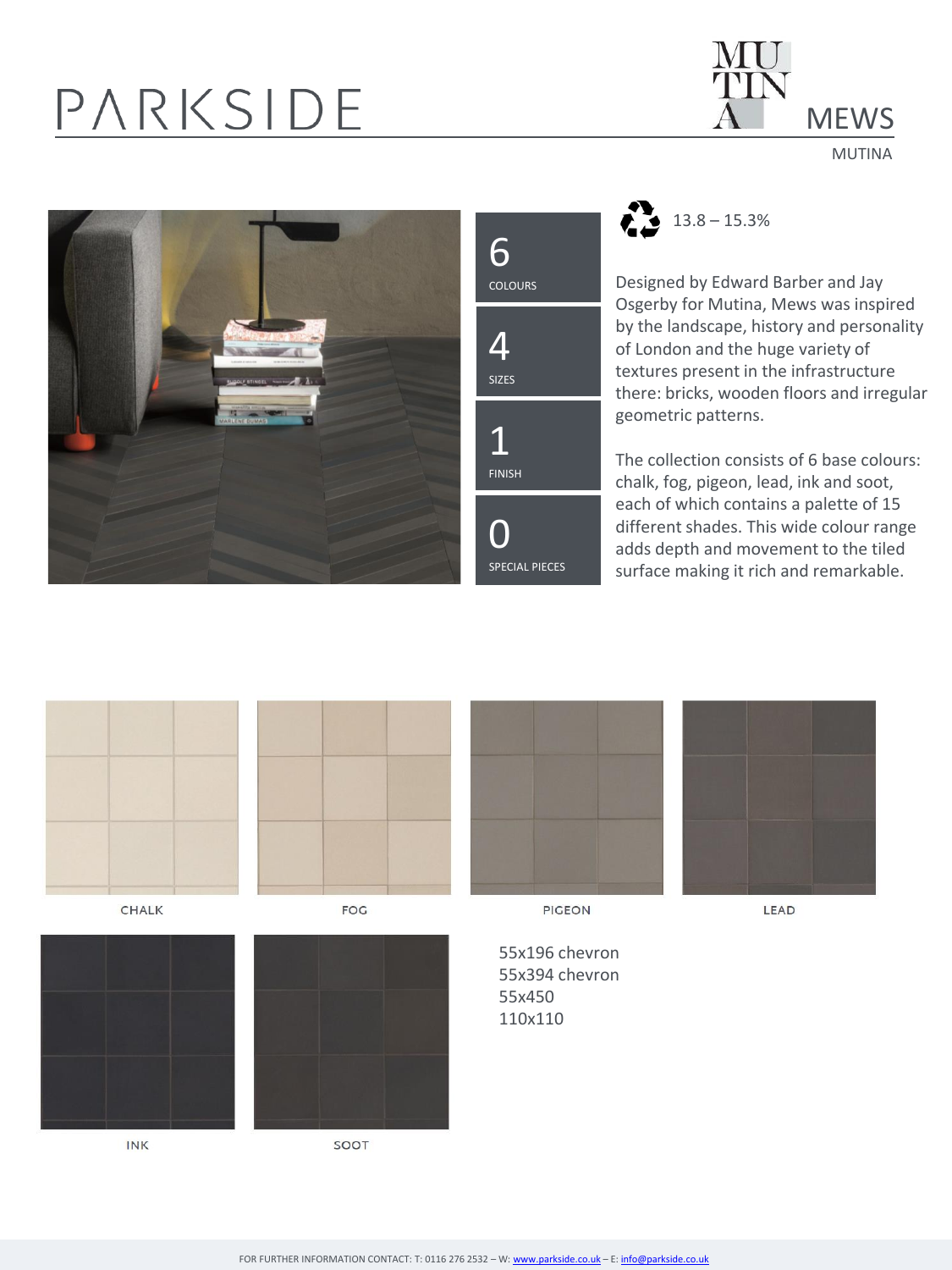# PARKSIDE

## MEWS

MUTINA

6 COLOURS

4 SIZES

1 FINISH

0 SPECIAL PIECES

13.8 – 15.3%

Designed by Edward Barber and Jay Osgerby for Mutina, Mews was inspired by the landscape, history and personality of London and the huge variety of textures present in the infrastructure there: bricks, wooden floors and irregular geometric patterns.

The collection consists of 6 base colours: chalk, fog, pigeon, lead, ink and soot, each of which contains a palette of 15 different shades. This wide colour range adds depth and movement to the tiled surface making it rich and remarkable.

CHALK

FOG

PIGEON

LEAD

INK

SOOT

55x196 chevron
55x394 chevron
55x450
110x110

FOR FURTHER INFORMATION CONTACT: T: 0116 276 2532 – W: www.parkside.co.uk – E: info@parkside.co.uk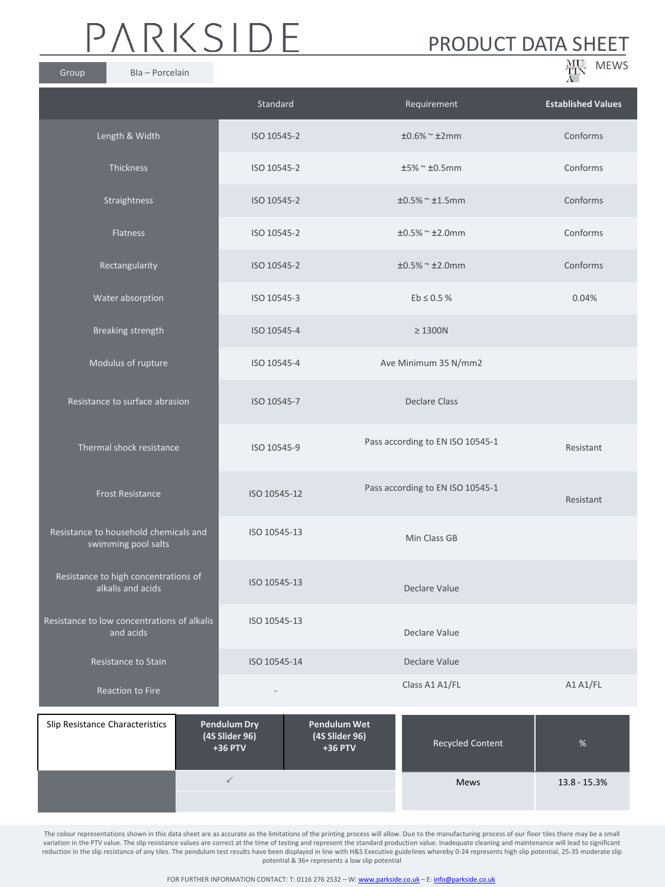# PARKSIDE

## PRODUCT DATA SHEET

MEWS

| Group | BIa – Porcelain |
|---|---|

| | Standard | Requirement | Established Values |
|---|---|---|---|
| Length & Width | ISO 10545-2 | ±0.6% ~ ±2mm | Conforms |
| Thickness | ISO 10545-2 | ±5% ~ ±0.5mm | Conforms |
| Straightness | ISO 10545-2 | ±0.5% ~ ±1.5mm | Conforms |
| Flatness | ISO 10545-2 | ±0.5% ~ ±2.0mm | Conforms |
| Rectangularity | ISO 10545-2 | ±0.5% ~ ±2.0mm | Conforms |
| Water absorption | ISO 10545-3 | Eb ≤ 0.5 % | 0.04% |
| Breaking strength | ISO 10545-4 | ≥ 1300N | |
| Modulus of rupture | ISO 10545-4 | Ave Minimum 35 N/mm2 | |
| Resistance to surface abrasion | ISO 10545-7 | Declare Class | |
| Thermal shock resistance | ISO 10545-9 | Pass according to EN ISO 10545-1 | Resistant |
| Frost Resistance | ISO 10545-12 | Pass according to EN ISO 10545-1 | Resistant |
| Resistance to household chemicals and swimming pool salts | ISO 10545-13 | Min Class GB | |
| Resistance to high concentrations of alkalis and acids | ISO 10545-13 | Declare Value | |
| Resistance to low concentrations of alkalis and acids | ISO 10545-13 | Declare Value | |
| Resistance to Stain | ISO 10545-14 | Declare Value | |
| Reaction to Fire | - | Class A1 A1/FL | A1 A1/FL |

| Slip Resistance Characteristics | Pendulum Dry (4S Slider 96) +36 PTV | Pendulum Wet (4S Slider 96) +36 PTV |
|---|---|---|
| | ✓ | |

| Recycled Content | % |
|---|---|
| Mews | 13.8 - 15.3% |

The colour representations shown in this data sheet are as accurate as the limitations of the printing process will allow. Due to the manufacturing process of our floor tiles there may be a small variation in the PTV value. The slip resistance values are correct at the time of testing and represent the standard production value. Inadequate cleaning and maintenance will lead to significant reduction in the slip resistance of any tiles. The pendulum test results have been displayed in line with H&S Executive guidelines whereby 0-24 represents high slip potential, 25-35 moderate slip potential & 36+ represents a low slip potential

FOR FURTHER INFORMATION CONTACT: T: 0116 276 2532 – W: www.parkside.co.uk – E: info@parkside.co.uk